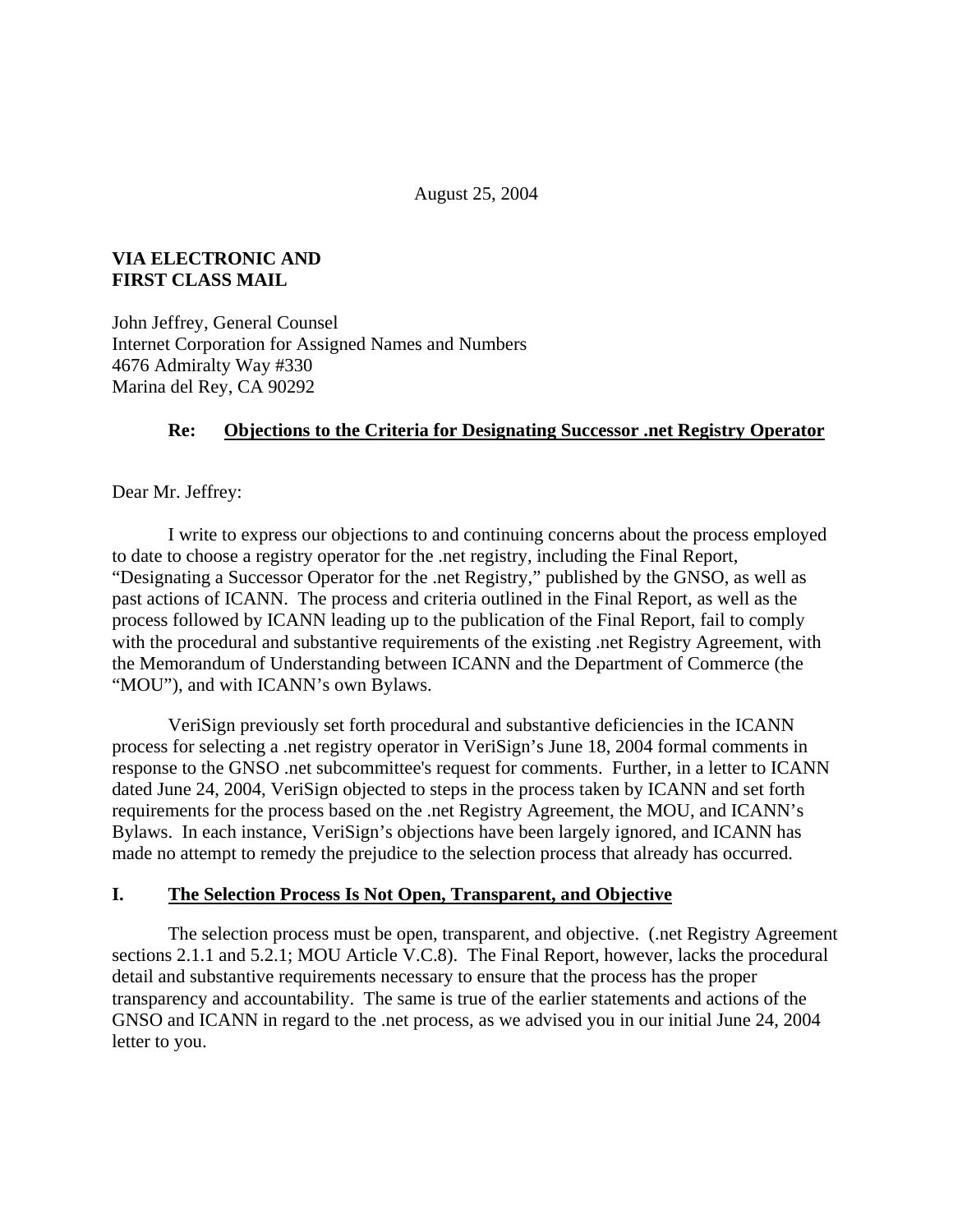August 25, 2004

**VIA ELECTRONIC AND**
**FIRST CLASS MAIL**

John Jeffrey, General Counsel
Internet Corporation for Assigned Names and Numbers
4676 Admiralty Way #330
Marina del Rey, CA 90292

**Re: <u>Objections to the Criteria for Designating Successor .net Registry Operator</u>**

Dear Mr. Jeffrey:

I write to express our objections to and continuing concerns about the process employed to date to choose a registry operator for the .net registry, including the Final Report, "Designating a Successor Operator for the .net Registry," published by the GNSO, as well as past actions of ICANN. The process and criteria outlined in the Final Report, as well as the process followed by ICANN leading up to the publication of the Final Report, fail to comply with the procedural and substantive requirements of the existing .net Registry Agreement, with the Memorandum of Understanding between ICANN and the Department of Commerce (the "MOU"), and with ICANN's own Bylaws.

VeriSign previously set forth procedural and substantive deficiencies in the ICANN process for selecting a .net registry operator in VeriSign's June 18, 2004 formal comments in response to the GNSO .net subcommittee's request for comments. Further, in a letter to ICANN dated June 24, 2004, VeriSign objected to steps in the process taken by ICANN and set forth requirements for the process based on the .net Registry Agreement, the MOU, and ICANN's Bylaws. In each instance, VeriSign's objections have been largely ignored, and ICANN has made no attempt to remedy the prejudice to the selection process that already has occurred.

## I. <u>The Selection Process Is Not Open, Transparent, and Objective</u>

The selection process must be open, transparent, and objective. (.net Registry Agreement sections 2.1.1 and 5.2.1; MOU Article V.C.8). The Final Report, however, lacks the procedural detail and substantive requirements necessary to ensure that the process has the proper transparency and accountability. The same is true of the earlier statements and actions of the GNSO and ICANN in regard to the .net process, as we advised you in our initial June 24, 2004 letter to you.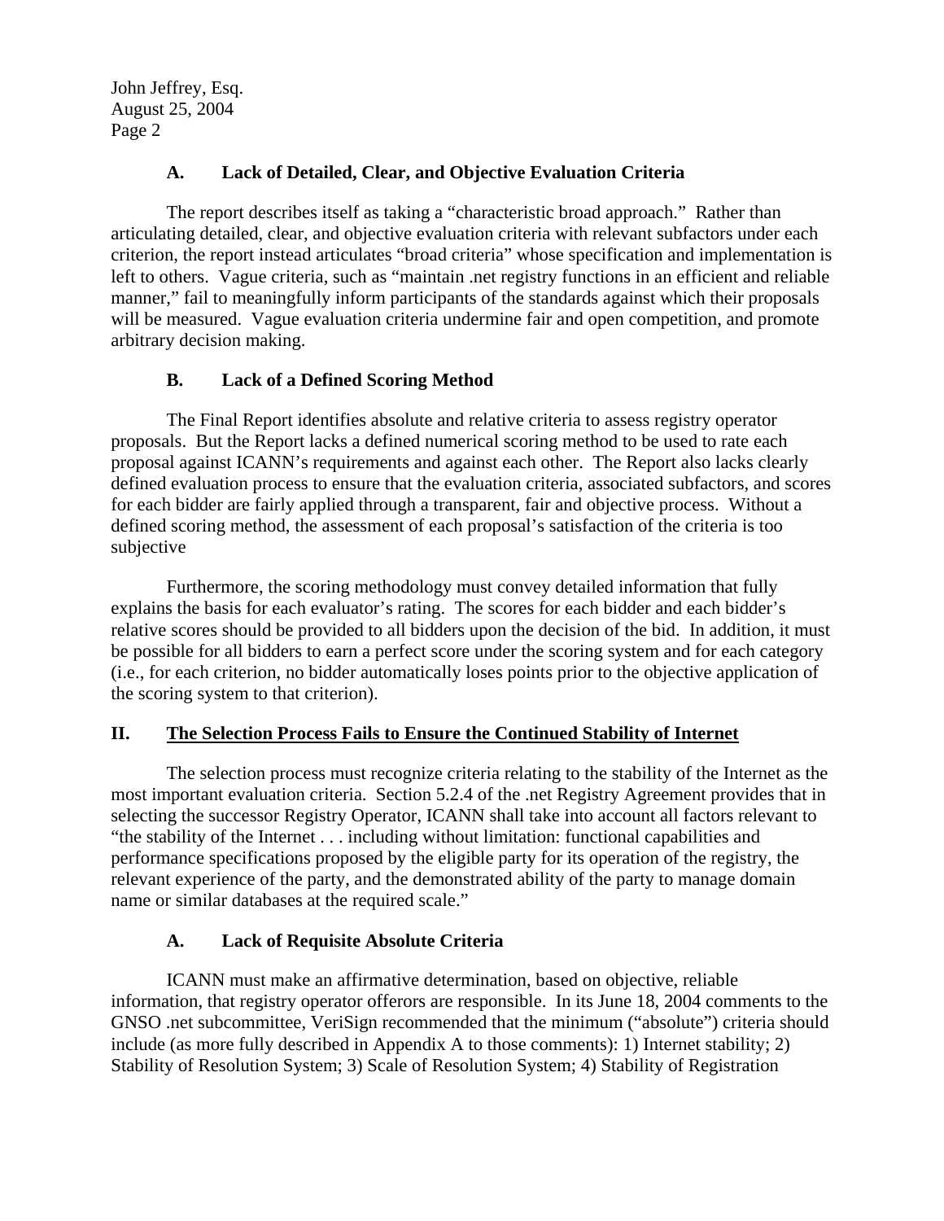### A. Lack of Detailed, Clear, and Objective Evaluation Criteria

The report describes itself as taking a "characteristic broad approach." Rather than articulating detailed, clear, and objective evaluation criteria with relevant subfactors under each criterion, the report instead articulates "broad criteria" whose specification and implementation is left to others. Vague criteria, such as "maintain .net registry functions in an efficient and reliable manner," fail to meaningfully inform participants of the standards against which their proposals will be measured. Vague evaluation criteria undermine fair and open competition, and promote arbitrary decision making.

### B. Lack of a Defined Scoring Method

The Final Report identifies absolute and relative criteria to assess registry operator proposals. But the Report lacks a defined numerical scoring method to be used to rate each proposal against ICANN's requirements and against each other. The Report also lacks clearly defined evaluation process to ensure that the evaluation criteria, associated subfactors, and scores for each bidder are fairly applied through a transparent, fair and objective process. Without a defined scoring method, the assessment of each proposal's satisfaction of the criteria is too subjective

Furthermore, the scoring methodology must convey detailed information that fully explains the basis for each evaluator's rating. The scores for each bidder and each bidder's relative scores should be provided to all bidders upon the decision of the bid. In addition, it must be possible for all bidders to earn a perfect score under the scoring system and for each category (i.e., for each criterion, no bidder automatically loses points prior to the objective application of the scoring system to that criterion).

## II. The Selection Process Fails to Ensure the Continued Stability of Internet

The selection process must recognize criteria relating to the stability of the Internet as the most important evaluation criteria. Section 5.2.4 of the .net Registry Agreement provides that in selecting the successor Registry Operator, ICANN shall take into account all factors relevant to "the stability of the Internet . . . including without limitation: functional capabilities and performance specifications proposed by the eligible party for its operation of the registry, the relevant experience of the party, and the demonstrated ability of the party to manage domain name or similar databases at the required scale."

### A. Lack of Requisite Absolute Criteria

ICANN must make an affirmative determination, based on objective, reliable information, that registry operator offerors are responsible. In its June 18, 2004 comments to the GNSO .net subcommittee, VeriSign recommended that the minimum ("absolute") criteria should include (as more fully described in Appendix A to those comments): 1) Internet stability; 2) Stability of Resolution System; 3) Scale of Resolution System; 4) Stability of Registration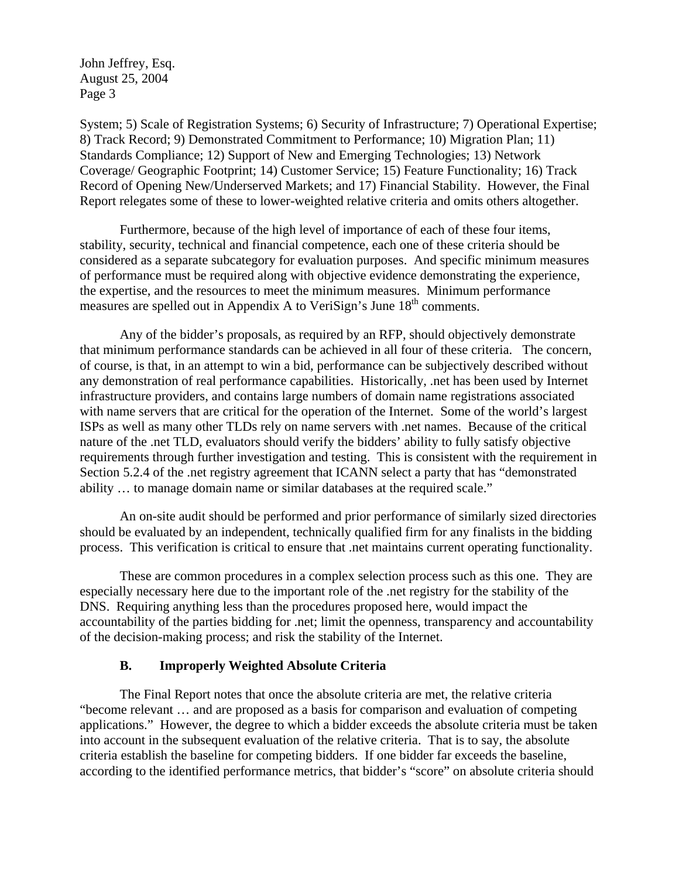System; 5) Scale of Registration Systems; 6) Security of Infrastructure; 7) Operational Expertise; 8) Track Record; 9) Demonstrated Commitment to Performance; 10) Migration Plan; 11) Standards Compliance; 12) Support of New and Emerging Technologies; 13) Network Coverage/ Geographic Footprint; 14) Customer Service; 15) Feature Functionality; 16) Track Record of Opening New/Underserved Markets; and 17) Financial Stability. However, the Final Report relegates some of these to lower-weighted relative criteria and omits others altogether.

Furthermore, because of the high level of importance of each of these four items, stability, security, technical and financial competence, each one of these criteria should be considered as a separate subcategory for evaluation purposes. And specific minimum measures of performance must be required along with objective evidence demonstrating the experience, the expertise, and the resources to meet the minimum measures. Minimum performance measures are spelled out in Appendix A to VeriSign's June 18th comments.

Any of the bidder's proposals, as required by an RFP, should objectively demonstrate that minimum performance standards can be achieved in all four of these criteria. The concern, of course, is that, in an attempt to win a bid, performance can be subjectively described without any demonstration of real performance capabilities. Historically, .net has been used by Internet infrastructure providers, and contains large numbers of domain name registrations associated with name servers that are critical for the operation of the Internet. Some of the world's largest ISPs as well as many other TLDs rely on name servers with .net names. Because of the critical nature of the .net TLD, evaluators should verify the bidders' ability to fully satisfy objective requirements through further investigation and testing. This is consistent with the requirement in Section 5.2.4 of the .net registry agreement that ICANN select a party that has "demonstrated ability … to manage domain name or similar databases at the required scale."

An on-site audit should be performed and prior performance of similarly sized directories should be evaluated by an independent, technically qualified firm for any finalists in the bidding process. This verification is critical to ensure that .net maintains current operating functionality.

These are common procedures in a complex selection process such as this one. They are especially necessary here due to the important role of the .net registry for the stability of the DNS. Requiring anything less than the procedures proposed here, would impact the accountability of the parties bidding for .net; limit the openness, transparency and accountability of the decision-making process; and risk the stability of the Internet.

### B. Improperly Weighted Absolute Criteria

The Final Report notes that once the absolute criteria are met, the relative criteria "become relevant … and are proposed as a basis for comparison and evaluation of competing applications." However, the degree to which a bidder exceeds the absolute criteria must be taken into account in the subsequent evaluation of the relative criteria. That is to say, the absolute criteria establish the baseline for competing bidders. If one bidder far exceeds the baseline, according to the identified performance metrics, that bidder's "score" on absolute criteria should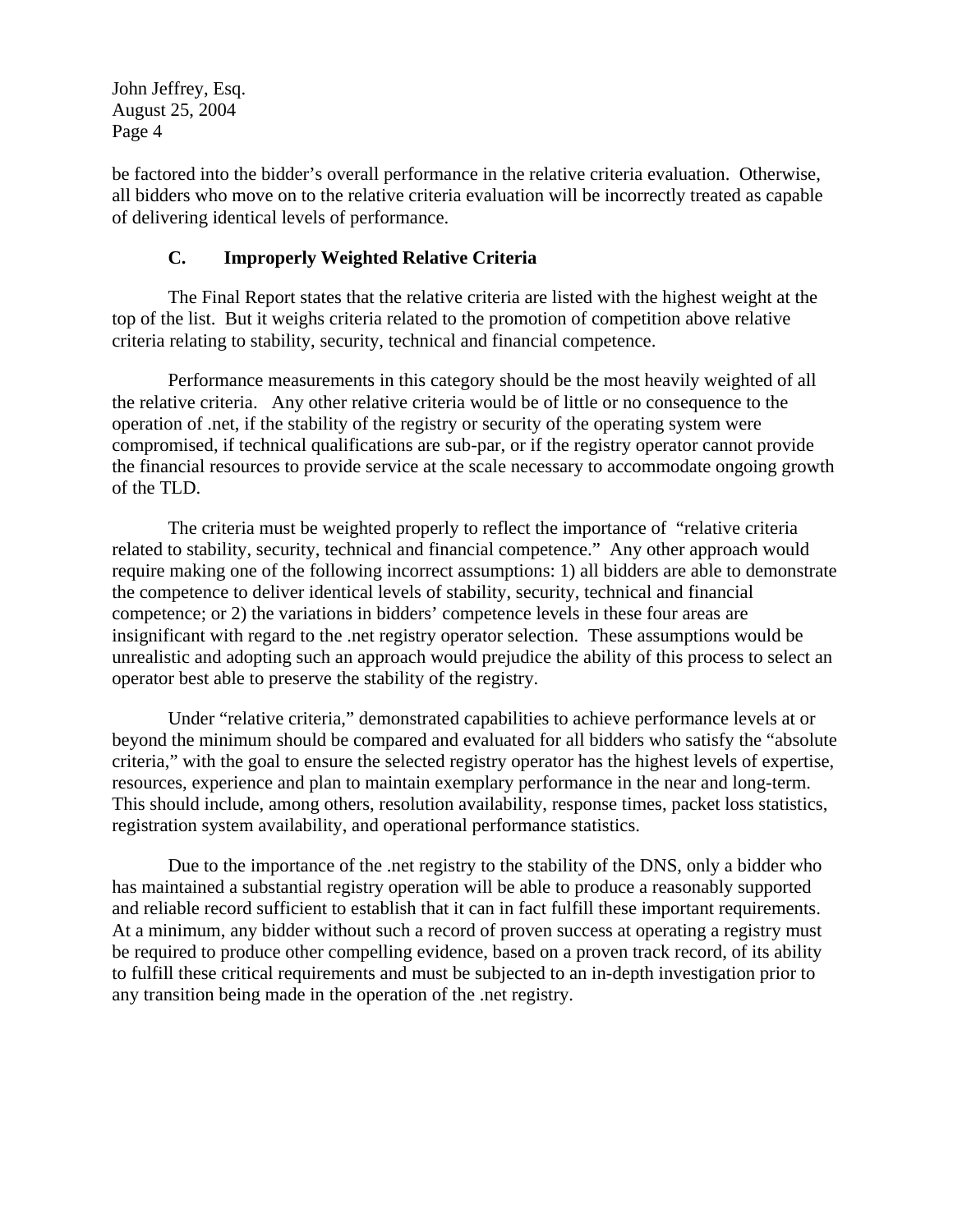be factored into the bidder's overall performance in the relative criteria evaluation. Otherwise, all bidders who move on to the relative criteria evaluation will be incorrectly treated as capable of delivering identical levels of performance.

### C. Improperly Weighted Relative Criteria

The Final Report states that the relative criteria are listed with the highest weight at the top of the list. But it weighs criteria related to the promotion of competition above relative criteria relating to stability, security, technical and financial competence.

Performance measurements in this category should be the most heavily weighted of all the relative criteria. Any other relative criteria would be of little or no consequence to the operation of .net, if the stability of the registry or security of the operating system were compromised, if technical qualifications are sub-par, or if the registry operator cannot provide the financial resources to provide service at the scale necessary to accommodate ongoing growth of the TLD.

The criteria must be weighted properly to reflect the importance of "relative criteria related to stability, security, technical and financial competence." Any other approach would require making one of the following incorrect assumptions: 1) all bidders are able to demonstrate the competence to deliver identical levels of stability, security, technical and financial competence; or 2) the variations in bidders' competence levels in these four areas are insignificant with regard to the .net registry operator selection. These assumptions would be unrealistic and adopting such an approach would prejudice the ability of this process to select an operator best able to preserve the stability of the registry.

Under "relative criteria," demonstrated capabilities to achieve performance levels at or beyond the minimum should be compared and evaluated for all bidders who satisfy the "absolute criteria," with the goal to ensure the selected registry operator has the highest levels of expertise, resources, experience and plan to maintain exemplary performance in the near and long-term. This should include, among others, resolution availability, response times, packet loss statistics, registration system availability, and operational performance statistics.

Due to the importance of the .net registry to the stability of the DNS, only a bidder who has maintained a substantial registry operation will be able to produce a reasonably supported and reliable record sufficient to establish that it can in fact fulfill these important requirements. At a minimum, any bidder without such a record of proven success at operating a registry must be required to produce other compelling evidence, based on a proven track record, of its ability to fulfill these critical requirements and must be subjected to an in-depth investigation prior to any transition being made in the operation of the .net registry.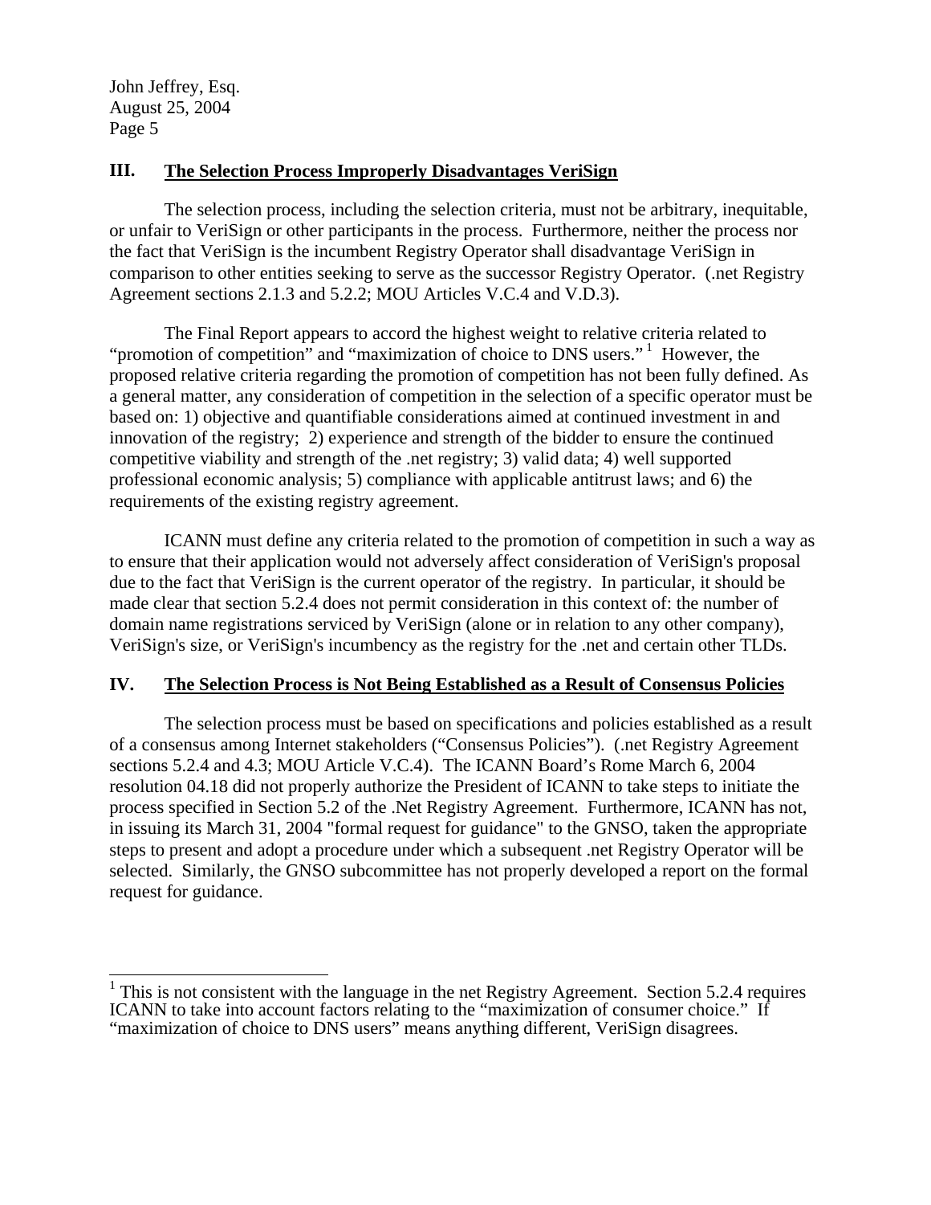## III. The Selection Process Improperly Disadvantages VeriSign

The selection process, including the selection criteria, must not be arbitrary, inequitable, or unfair to VeriSign or other participants in the process. Furthermore, neither the process nor the fact that VeriSign is the incumbent Registry Operator shall disadvantage VeriSign in comparison to other entities seeking to serve as the successor Registry Operator. (.net Registry Agreement sections 2.1.3 and 5.2.2; MOU Articles V.C.4 and V.D.3).

The Final Report appears to accord the highest weight to relative criteria related to "promotion of competition" and "maximization of choice to DNS users." [1] However, the proposed relative criteria regarding the promotion of competition has not been fully defined. As a general matter, any consideration of competition in the selection of a specific operator must be based on: 1) objective and quantifiable considerations aimed at continued investment in and innovation of the registry; 2) experience and strength of the bidder to ensure the continued competitive viability and strength of the .net registry; 3) valid data; 4) well supported professional economic analysis; 5) compliance with applicable antitrust laws; and 6) the requirements of the existing registry agreement.

ICANN must define any criteria related to the promotion of competition in such a way as to ensure that their application would not adversely affect consideration of VeriSign's proposal due to the fact that VeriSign is the current operator of the registry. In particular, it should be made clear that section 5.2.4 does not permit consideration in this context of: the number of domain name registrations serviced by VeriSign (alone or in relation to any other company), VeriSign's size, or VeriSign's incumbency as the registry for the .net and certain other TLDs.

## IV. The Selection Process is Not Being Established as a Result of Consensus Policies

The selection process must be based on specifications and policies established as a result of a consensus among Internet stakeholders ("Consensus Policies"). (.net Registry Agreement sections 5.2.4 and 4.3; MOU Article V.C.4). The ICANN Board's Rome March 6, 2004 resolution 04.18 did not properly authorize the President of ICANN to take steps to initiate the process specified in Section 5.2 of the .Net Registry Agreement. Furthermore, ICANN has not, in issuing its March 31, 2004 "formal request for guidance" to the GNSO, taken the appropriate steps to present and adopt a procedure under which a subsequent .net Registry Operator will be selected. Similarly, the GNSO subcommittee has not properly developed a report on the formal request for guidance.

---

[1] This is not consistent with the language in the net Registry Agreement. Section 5.2.4 requires ICANN to take into account factors relating to the "maximization of consumer choice." If "maximization of choice to DNS users" means anything different, VeriSign disagrees.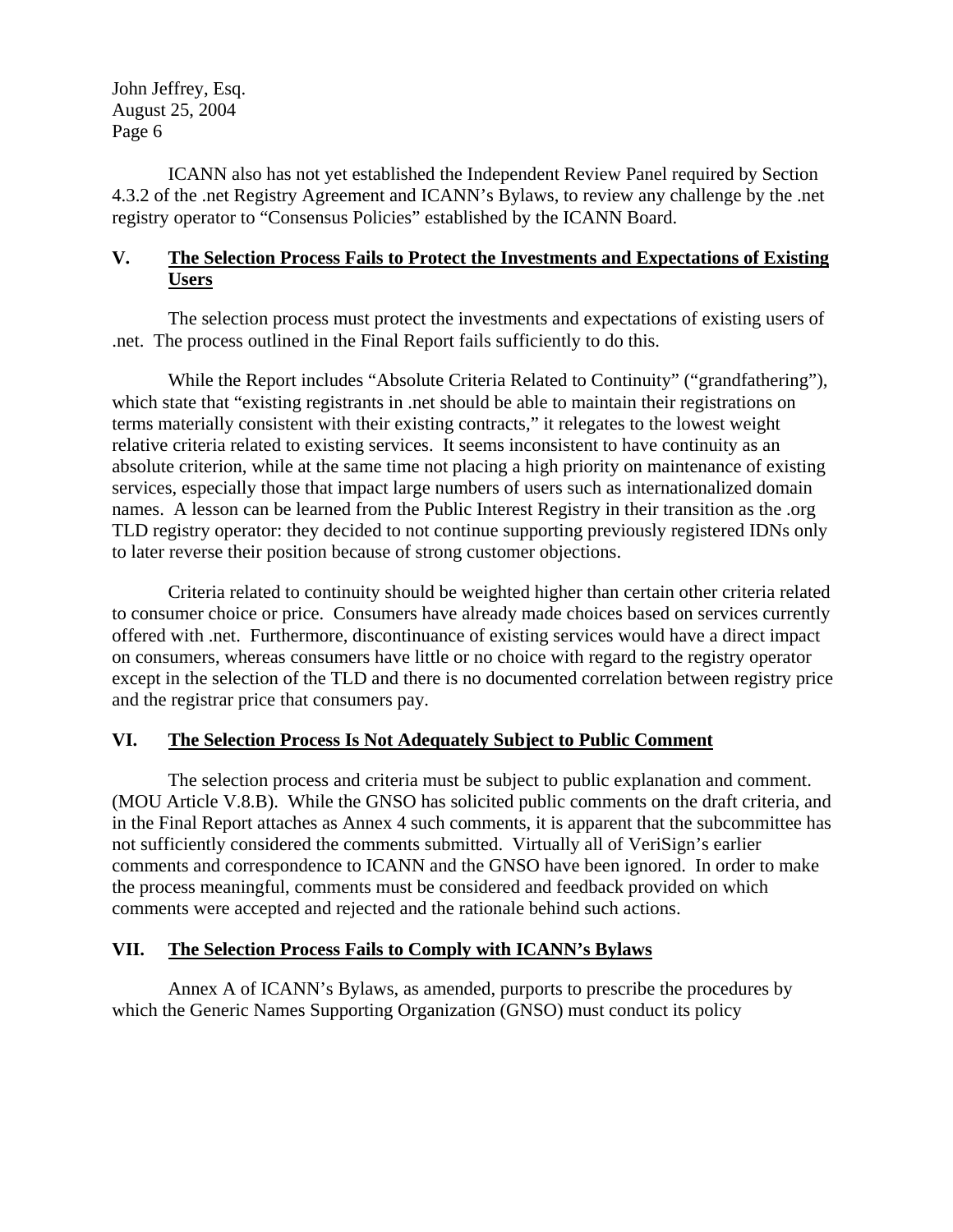ICANN also has not yet established the Independent Review Panel required by Section 4.3.2 of the .net Registry Agreement and ICANN's Bylaws, to review any challenge by the .net registry operator to "Consensus Policies" established by the ICANN Board.

## V. <u>The Selection Process Fails to Protect the Investments and Expectations of Existing Users</u>

The selection process must protect the investments and expectations of existing users of .net. The process outlined in the Final Report fails sufficiently to do this.

While the Report includes "Absolute Criteria Related to Continuity" ("grandfathering"), which state that "existing registrants in .net should be able to maintain their registrations on terms materially consistent with their existing contracts," it relegates to the lowest weight relative criteria related to existing services. It seems inconsistent to have continuity as an absolute criterion, while at the same time not placing a high priority on maintenance of existing services, especially those that impact large numbers of users such as internationalized domain names. A lesson can be learned from the Public Interest Registry in their transition as the .org TLD registry operator: they decided to not continue supporting previously registered IDNs only to later reverse their position because of strong customer objections.

Criteria related to continuity should be weighted higher than certain other criteria related to consumer choice or price. Consumers have already made choices based on services currently offered with .net. Furthermore, discontinuance of existing services would have a direct impact on consumers, whereas consumers have little or no choice with regard to the registry operator except in the selection of the TLD and there is no documented correlation between registry price and the registrar price that consumers pay.

## VI. <u>The Selection Process Is Not Adequately Subject to Public Comment</u>

The selection process and criteria must be subject to public explanation and comment. (MOU Article V.8.B). While the GNSO has solicited public comments on the draft criteria, and in the Final Report attaches as Annex 4 such comments, it is apparent that the subcommittee has not sufficiently considered the comments submitted. Virtually all of VeriSign's earlier comments and correspondence to ICANN and the GNSO have been ignored. In order to make the process meaningful, comments must be considered and feedback provided on which comments were accepted and rejected and the rationale behind such actions.

## VII. <u>The Selection Process Fails to Comply with ICANN's Bylaws</u>

Annex A of ICANN's Bylaws, as amended, purports to prescribe the procedures by which the Generic Names Supporting Organization (GNSO) must conduct its policy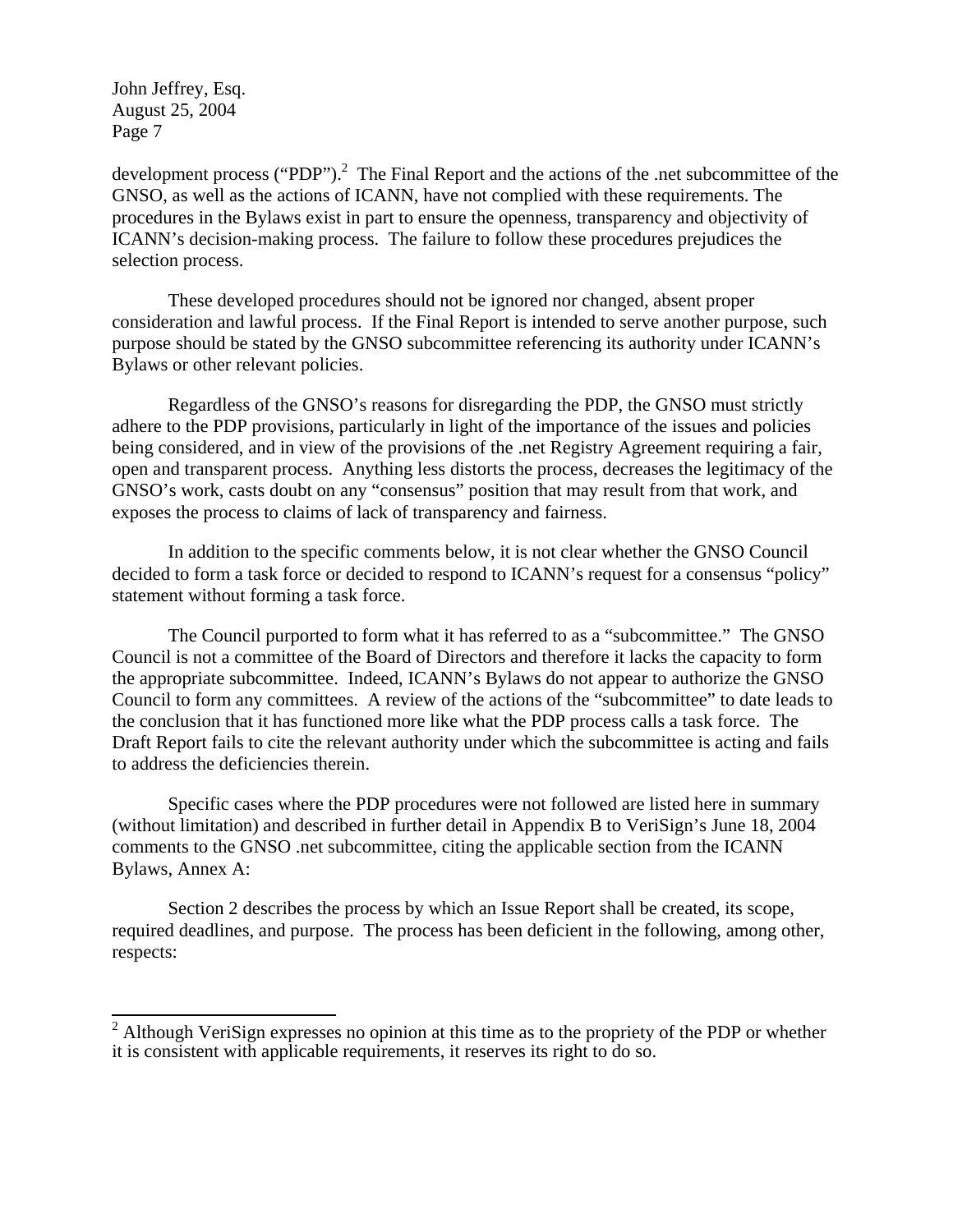development process ("PDP").[2] The Final Report and the actions of the .net subcommittee of the GNSO, as well as the actions of ICANN, have not complied with these requirements. The procedures in the Bylaws exist in part to ensure the openness, transparency and objectivity of ICANN's decision-making process. The failure to follow these procedures prejudices the selection process.

These developed procedures should not be ignored nor changed, absent proper consideration and lawful process. If the Final Report is intended to serve another purpose, such purpose should be stated by the GNSO subcommittee referencing its authority under ICANN's Bylaws or other relevant policies.

Regardless of the GNSO's reasons for disregarding the PDP, the GNSO must strictly adhere to the PDP provisions, particularly in light of the importance of the issues and policies being considered, and in view of the provisions of the .net Registry Agreement requiring a fair, open and transparent process. Anything less distorts the process, decreases the legitimacy of the GNSO's work, casts doubt on any "consensus" position that may result from that work, and exposes the process to claims of lack of transparency and fairness.

In addition to the specific comments below, it is not clear whether the GNSO Council decided to form a task force or decided to respond to ICANN's request for a consensus "policy" statement without forming a task force.

The Council purported to form what it has referred to as a "subcommittee." The GNSO Council is not a committee of the Board of Directors and therefore it lacks the capacity to form the appropriate subcommittee. Indeed, ICANN's Bylaws do not appear to authorize the GNSO Council to form any committees. A review of the actions of the "subcommittee" to date leads to the conclusion that it has functioned more like what the PDP process calls a task force. The Draft Report fails to cite the relevant authority under which the subcommittee is acting and fails to address the deficiencies therein.

Specific cases where the PDP procedures were not followed are listed here in summary (without limitation) and described in further detail in Appendix B to VeriSign's June 18, 2004 comments to the GNSO .net subcommittee, citing the applicable section from the ICANN Bylaws, Annex A:

Section 2 describes the process by which an Issue Report shall be created, its scope, required deadlines, and purpose. The process has been deficient in the following, among other, respects:

---

[2] Although VeriSign expresses no opinion at this time as to the propriety of the PDP or whether it is consistent with applicable requirements, it reserves its right to do so.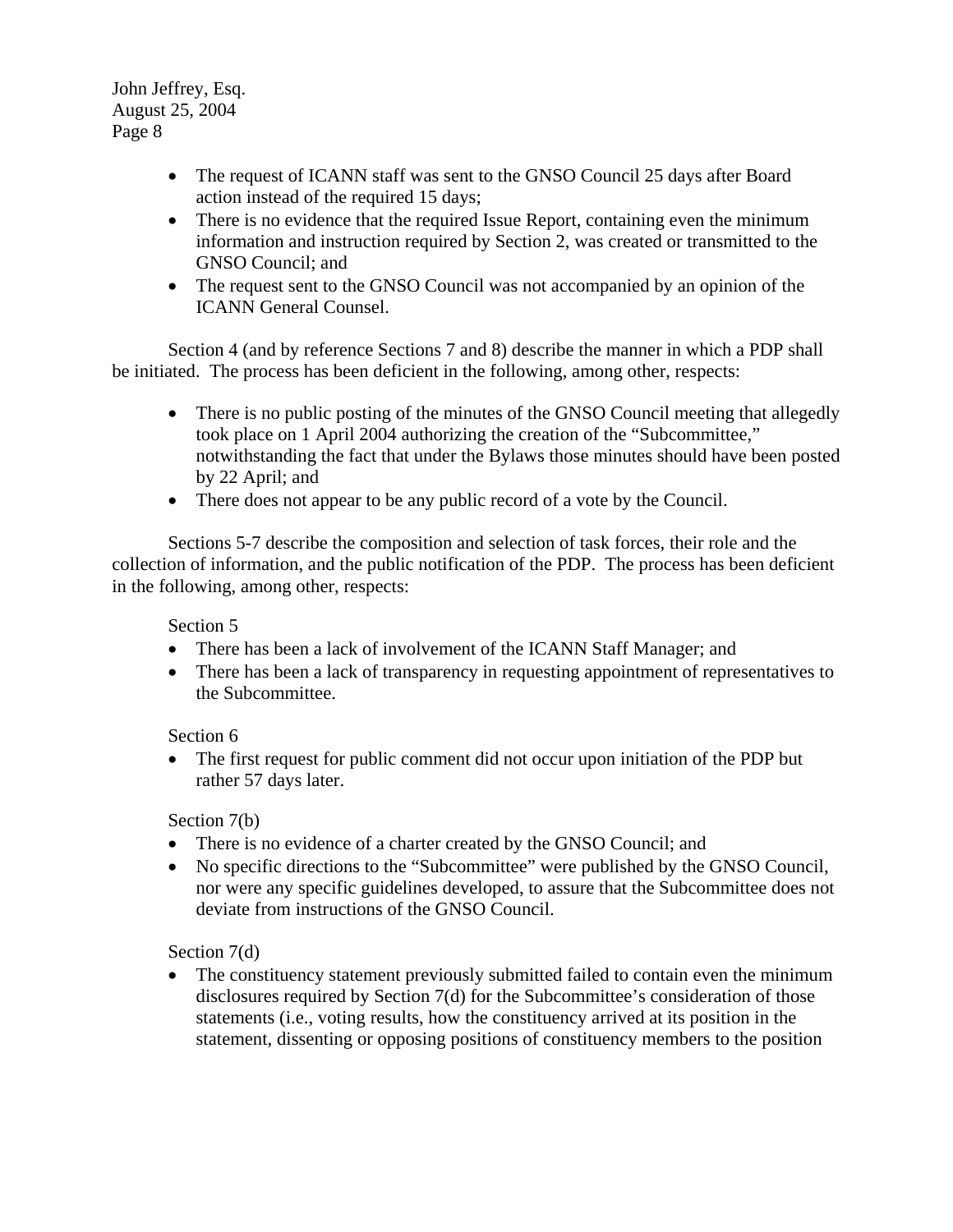- The request of ICANN staff was sent to the GNSO Council 25 days after Board action instead of the required 15 days;
- There is no evidence that the required Issue Report, containing even the minimum information and instruction required by Section 2, was created or transmitted to the GNSO Council; and
- The request sent to the GNSO Council was not accompanied by an opinion of the ICANN General Counsel.

Section 4 (and by reference Sections 7 and 8) describe the manner in which a PDP shall be initiated. The process has been deficient in the following, among other, respects:

- There is no public posting of the minutes of the GNSO Council meeting that allegedly took place on 1 April 2004 authorizing the creation of the "Subcommittee," notwithstanding the fact that under the Bylaws those minutes should have been posted by 22 April; and
- There does not appear to be any public record of a vote by the Council.

Sections 5-7 describe the composition and selection of task forces, their role and the collection of information, and the public notification of the PDP. The process has been deficient in the following, among other, respects:

Section 5

- There has been a lack of involvement of the ICANN Staff Manager; and
- There has been a lack of transparency in requesting appointment of representatives to the Subcommittee.

Section 6

- The first request for public comment did not occur upon initiation of the PDP but rather 57 days later.

Section 7(b)

- There is no evidence of a charter created by the GNSO Council; and
- No specific directions to the "Subcommittee" were published by the GNSO Council, nor were any specific guidelines developed, to assure that the Subcommittee does not deviate from instructions of the GNSO Council.

Section 7(d)

- The constituency statement previously submitted failed to contain even the minimum disclosures required by Section 7(d) for the Subcommittee's consideration of those statements (i.e., voting results, how the constituency arrived at its position in the statement, dissenting or opposing positions of constituency members to the position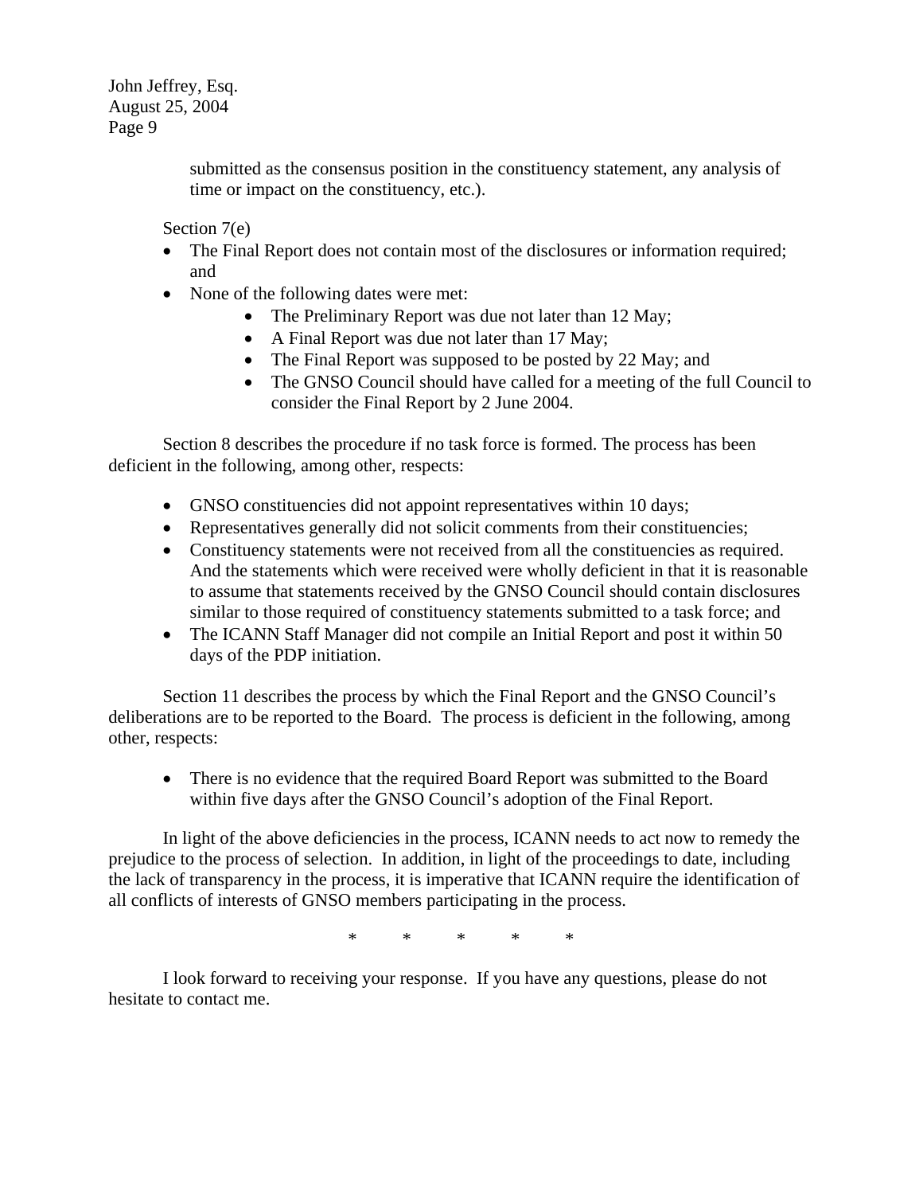submitted as the consensus position in the constituency statement, any analysis of time or impact on the constituency, etc.).

Section 7(e)

- The Final Report does not contain most of the disclosures or information required; and
- None of the following dates were met:
  - The Preliminary Report was due not later than 12 May;
  - A Final Report was due not later than 17 May;
  - The Final Report was supposed to be posted by 22 May; and
  - The GNSO Council should have called for a meeting of the full Council to consider the Final Report by 2 June 2004.

Section 8 describes the procedure if no task force is formed. The process has been deficient in the following, among other, respects:

- GNSO constituencies did not appoint representatives within 10 days;
- Representatives generally did not solicit comments from their constituencies;
- Constituency statements were not received from all the constituencies as required. And the statements which were received were wholly deficient in that it is reasonable to assume that statements received by the GNSO Council should contain disclosures similar to those required of constituency statements submitted to a task force; and
- The ICANN Staff Manager did not compile an Initial Report and post it within 50 days of the PDP initiation.

Section 11 describes the process by which the Final Report and the GNSO Council's deliberations are to be reported to the Board. The process is deficient in the following, among other, respects:

- There is no evidence that the required Board Report was submitted to the Board within five days after the GNSO Council's adoption of the Final Report.

In light of the above deficiencies in the process, ICANN needs to act now to remedy the prejudice to the process of selection. In addition, in light of the proceedings to date, including the lack of transparency in the process, it is imperative that ICANN require the identification of all conflicts of interests of GNSO members participating in the process.

\* \* \* \* \*

I look forward to receiving your response. If you have any questions, please do not hesitate to contact me.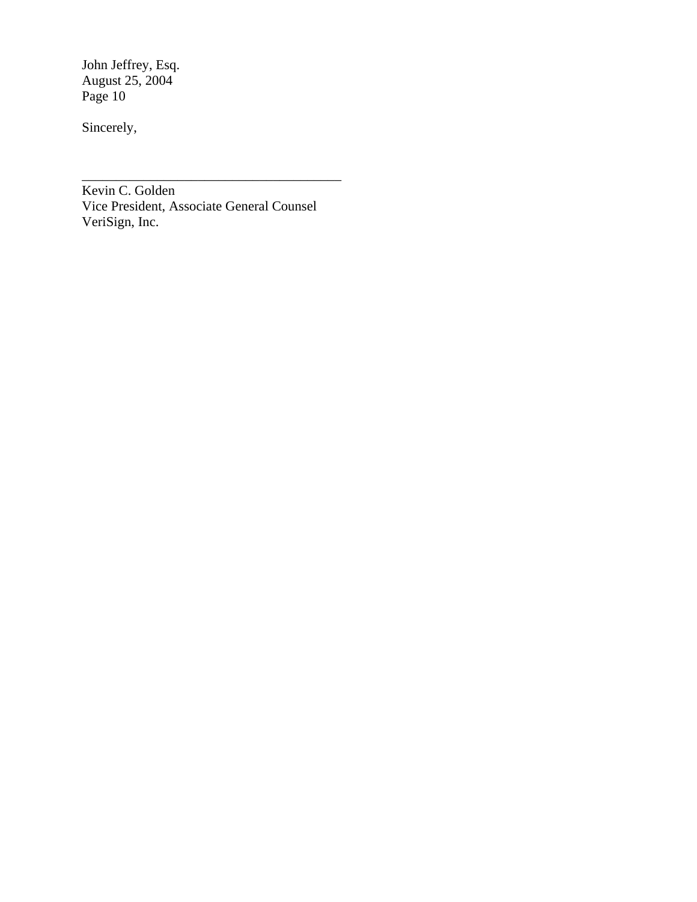Sincerely,

\_\_\_\_\_\_\_\_\_\_\_\_\_\_\_\_\_\_\_\_\_\_\_\_\_\_\_\_\_\_\_\_\_\_\_\_\_\_\_

Kevin C. Golden
Vice President, Associate General Counsel
VeriSign, Inc.